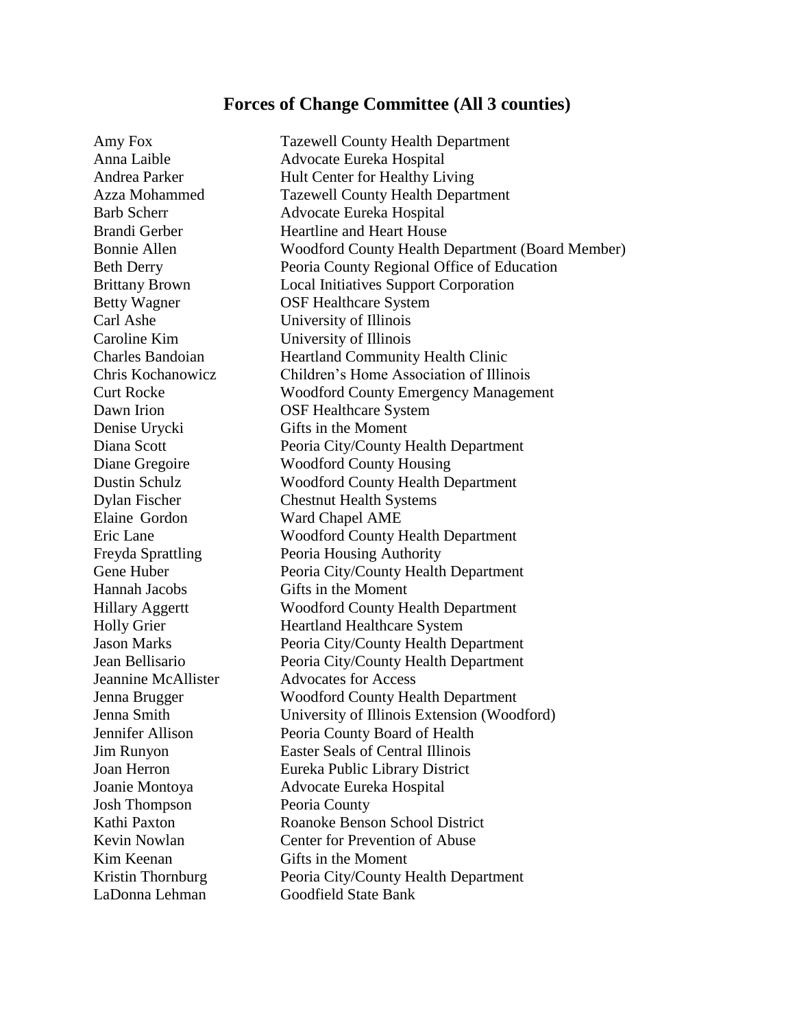# Forces of Change Committee (All 3 counties)

| | |
|---|---|
| Amy Fox | Tazewell County Health Department |
| Anna Laible | Advocate Eureka Hospital |
| Andrea Parker | Hult Center for Healthy Living |
| Azza Mohammed | Tazewell County Health Department |
| Barb Scherr | Advocate Eureka Hospital |
| Brandi Gerber | Heartline and Heart House |
| Bonnie Allen | Woodford County Health Department (Board Member) |
| Beth Derry | Peoria County Regional Office of Education |
| Brittany Brown | Local Initiatives Support Corporation |
| Betty Wagner | OSF Healthcare System |
| Carl Ashe | University of Illinois |
| Caroline Kim | University of Illinois |
| Charles Bandoian | Heartland Community Health Clinic |
| Chris Kochanowicz | Children's Home Association of Illinois |
| Curt Rocke | Woodford County Emergency Management |
| Dawn Irion | OSF Healthcare System |
| Denise Urycki | Gifts in the Moment |
| Diana Scott | Peoria City/County Health Department |
| Diane Gregoire | Woodford County Housing |
| Dustin Schulz | Woodford County Health Department |
| Dylan Fischer | Chestnut Health Systems |
| Elaine Gordon | Ward Chapel AME |
| Eric Lane | Woodford County Health Department |
| Freyda Sprattling | Peoria Housing Authority |
| Gene Huber | Peoria City/County Health Department |
| Hannah Jacobs | Gifts in the Moment |
| Hillary Aggertt | Woodford County Health Department |
| Holly Grier | Heartland Healthcare System |
| Jason Marks | Peoria City/County Health Department |
| Jean Bellisario | Peoria City/County Health Department |
| Jeannine McAllister | Advocates for Access |
| Jenna Brugger | Woodford County Health Department |
| Jenna Smith | University of Illinois Extension (Woodford) |
| Jennifer Allison | Peoria County Board of Health |
| Jim Runyon | Easter Seals of Central Illinois |
| Joan Herron | Eureka Public Library District |
| Joanie Montoya | Advocate Eureka Hospital |
| Josh Thompson | Peoria County |
| Kathi Paxton | Roanoke Benson School District |
| Kevin Nowlan | Center for Prevention of Abuse |
| Kim Keenan | Gifts in the Moment |
| Kristin Thornburg | Peoria City/County Health Department |
| LaDonna Lehman | Goodfield State Bank |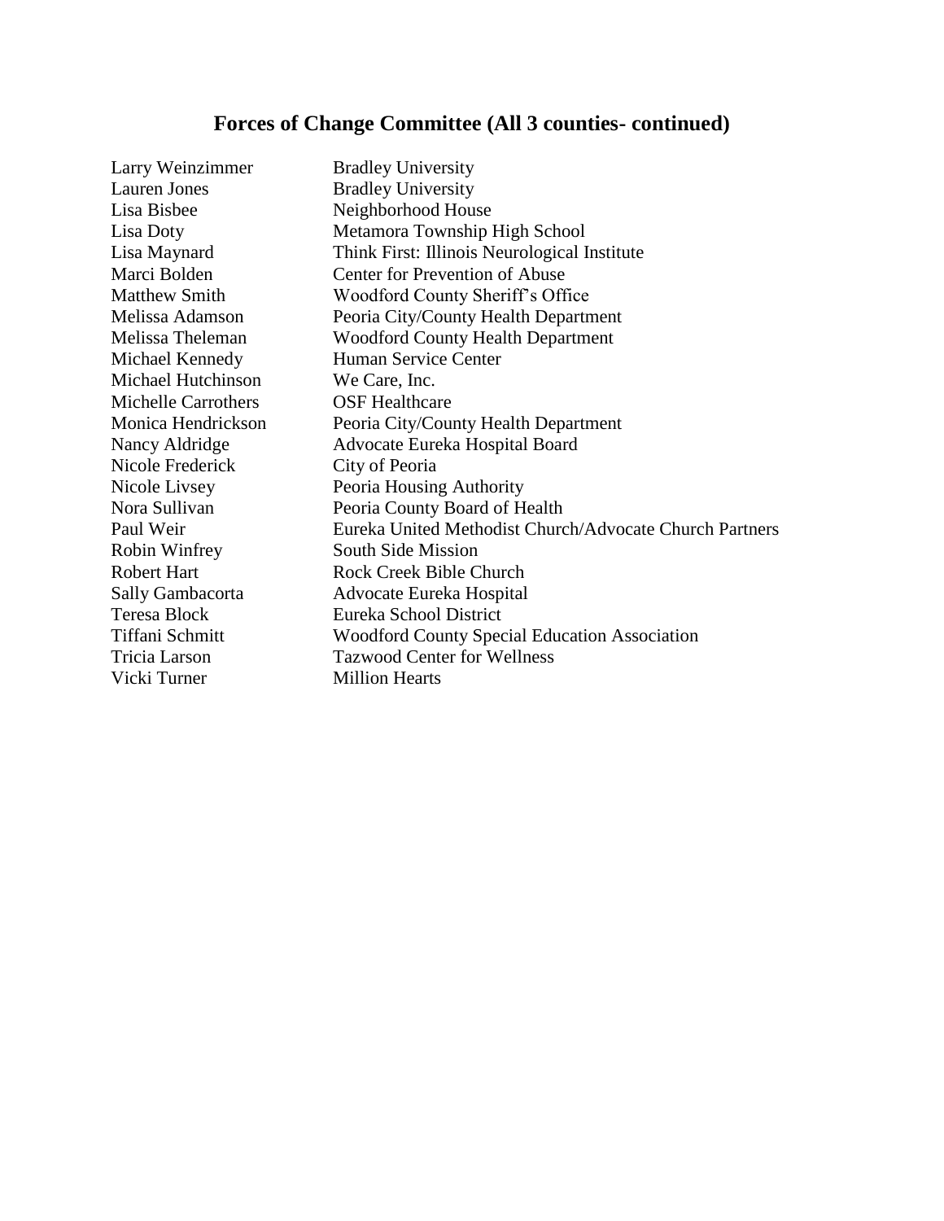## Forces of Change Committee (All 3 counties- continued)

| | |
|---|---|
| Larry Weinzimmer | Bradley University |
| Lauren Jones | Bradley University |
| Lisa Bisbee | Neighborhood House |
| Lisa Doty | Metamora Township High School |
| Lisa Maynard | Think First: Illinois Neurological Institute |
| Marci Bolden | Center for Prevention of Abuse |
| Matthew Smith | Woodford County Sheriff's Office |
| Melissa Adamson | Peoria City/County Health Department |
| Melissa Theleman | Woodford County Health Department |
| Michael Kennedy | Human Service Center |
| Michael Hutchinson | We Care, Inc. |
| Michelle Carrothers | OSF Healthcare |
| Monica Hendrickson | Peoria City/County Health Department |
| Nancy Aldridge | Advocate Eureka Hospital Board |
| Nicole Frederick | City of Peoria |
| Nicole Livsey | Peoria Housing Authority |
| Nora Sullivan | Peoria County Board of Health |
| Paul Weir | Eureka United Methodist Church/Advocate Church Partners |
| Robin Winfrey | South Side Mission |
| Robert Hart | Rock Creek Bible Church |
| Sally Gambacorta | Advocate Eureka Hospital |
| Teresa Block | Eureka School District |
| Tiffani Schmitt | Woodford County Special Education Association |
| Tricia Larson | Tazwood Center for Wellness |
| Vicki Turner | Million Hearts |